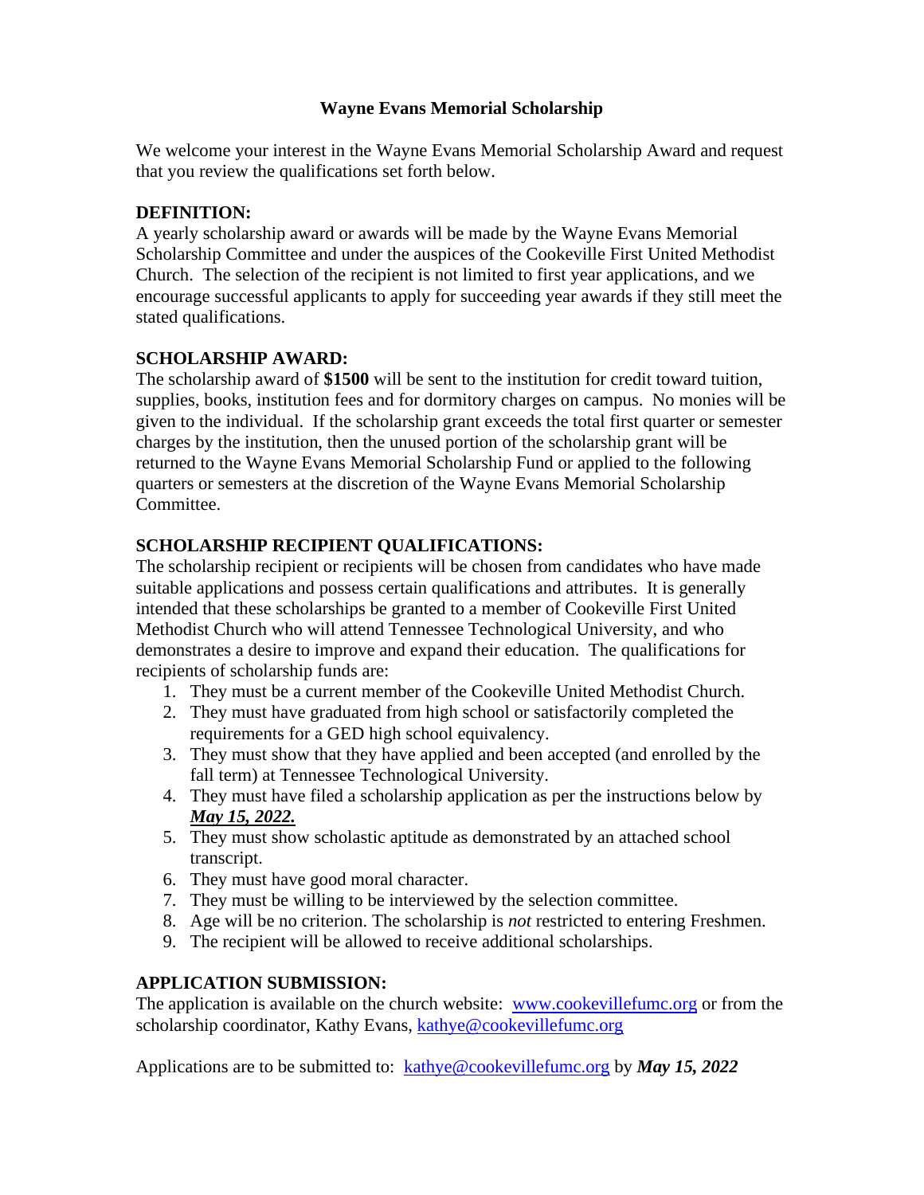# Wayne Evans Memorial Scholarship

We welcome your interest in the Wayne Evans Memorial Scholarship Award and request that you review the qualifications set forth below.

**DEFINITION:**
A yearly scholarship award or awards will be made by the Wayne Evans Memorial Scholarship Committee and under the auspices of the Cookeville First United Methodist Church. The selection of the recipient is not limited to first year applications, and we encourage successful applicants to apply for succeeding year awards if they still meet the stated qualifications.

**SCHOLARSHIP AWARD:**
The scholarship award of **$1500** will be sent to the institution for credit toward tuition, supplies, books, institution fees and for dormitory charges on campus. No monies will be given to the individual. If the scholarship grant exceeds the total first quarter or semester charges by the institution, then the unused portion of the scholarship grant will be returned to the Wayne Evans Memorial Scholarship Fund or applied to the following quarters or semesters at the discretion of the Wayne Evans Memorial Scholarship Committee.

**SCHOLARSHIP RECIPIENT QUALIFICATIONS:**
The scholarship recipient or recipients will be chosen from candidates who have made suitable applications and possess certain qualifications and attributes. It is generally intended that these scholarships be granted to a member of Cookeville First United Methodist Church who will attend Tennessee Technological University, and who demonstrates a desire to improve and expand their education. The qualifications for recipients of scholarship funds are:

1. They must be a current member of the Cookeville United Methodist Church.
2. They must have graduated from high school or satisfactorily completed the requirements for a GED high school equivalency.
3. They must show that they have applied and been accepted (and enrolled by the fall term) at Tennessee Technological University.
4. They must have filed a scholarship application as per the instructions below by ***May 15, 2022.***
5. They must show scholastic aptitude as demonstrated by an attached school transcript.
6. They must have good moral character.
7. They must be willing to be interviewed by the selection committee.
8. Age will be no criterion. The scholarship is *not* restricted to entering Freshmen.
9. The recipient will be allowed to receive additional scholarships.

**APPLICATION SUBMISSION:**
The application is available on the church website: www.cookevillefumc.org or from the scholarship coordinator, Kathy Evans, kathye@cookevillefumc.org

Applications are to be submitted to: kathye@cookevillefumc.org by ***May 15, 2022***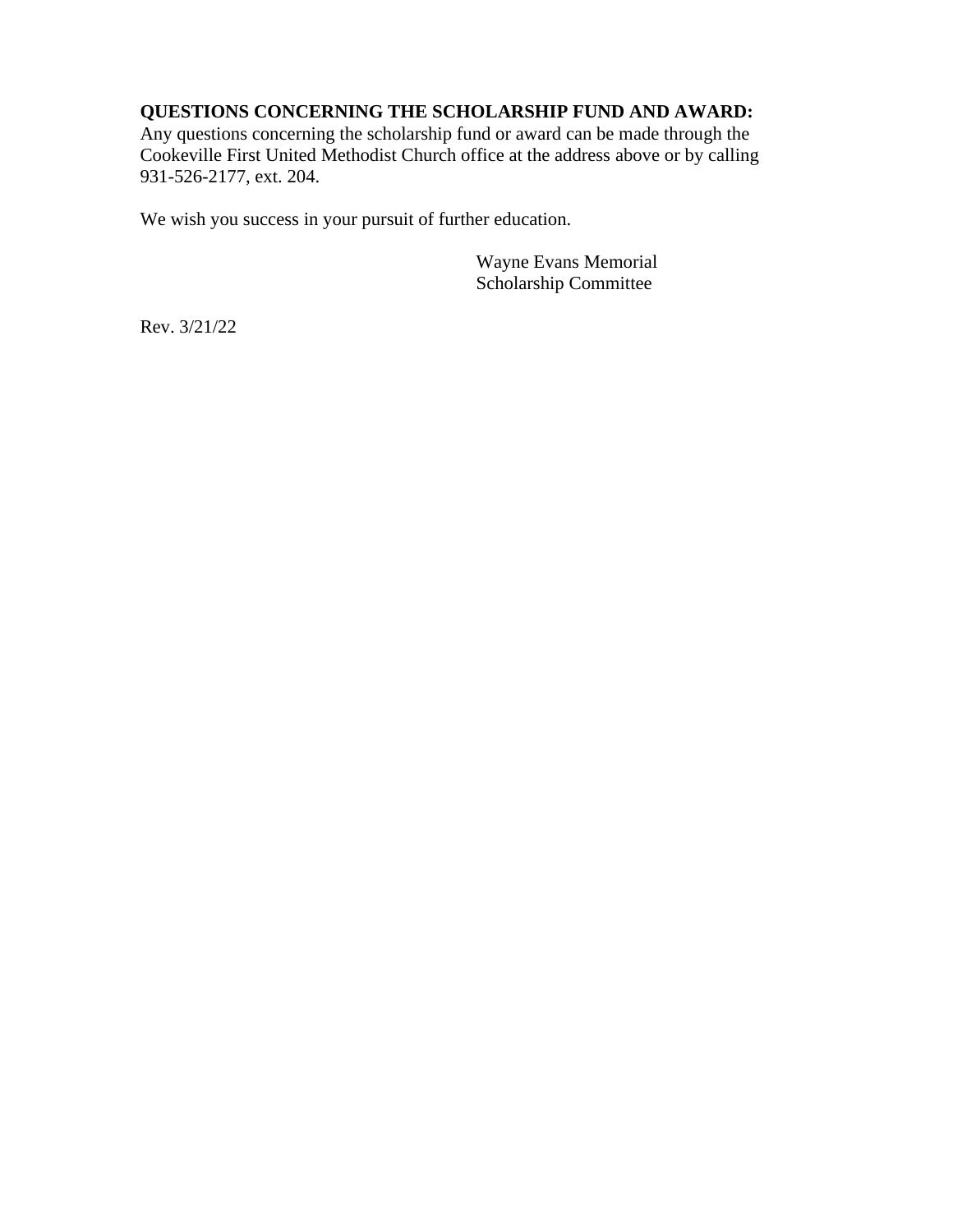**QUESTIONS CONCERNING THE SCHOLARSHIP FUND AND AWARD:**
Any questions concerning the scholarship fund or award can be made through the Cookeville First United Methodist Church office at the address above or by calling 931-526-2177, ext. 204.

We wish you success in your pursuit of further education.

Wayne Evans Memorial
Scholarship Committee

Rev. 3/21/22